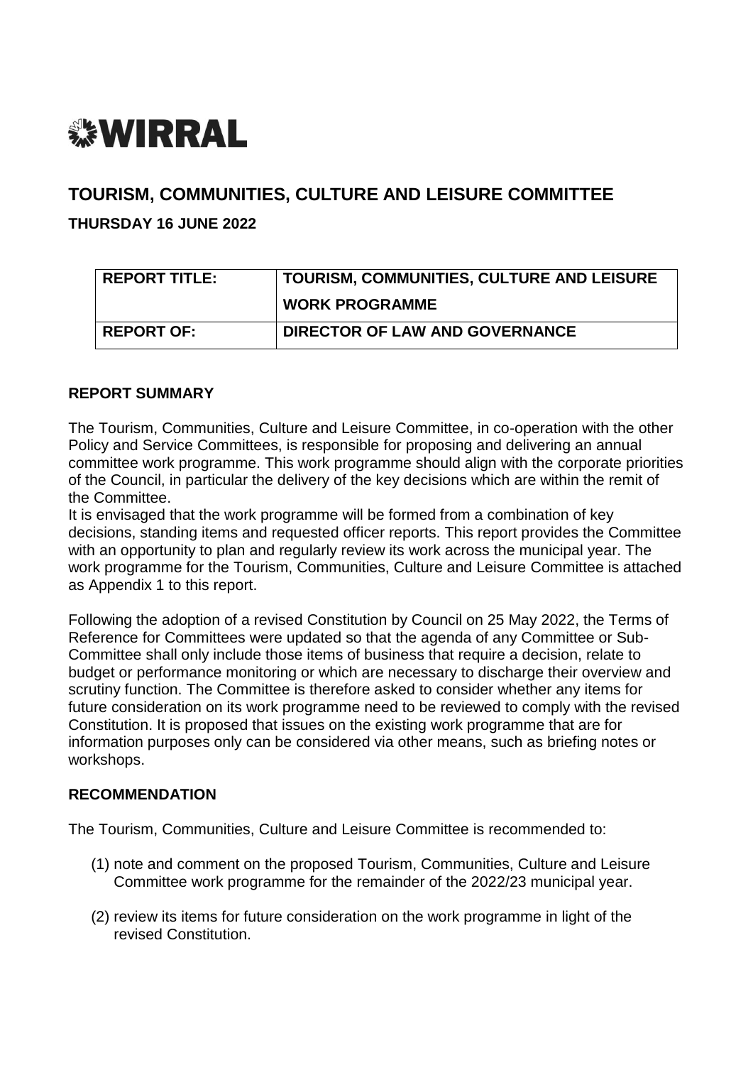# WIRRAL

## TOURISM, COMMUNITIES, CULTURE AND LEISURE COMMITTEE

### THURSDAY 16 JUNE 2022

| REPORT TITLE: | TOURISM, COMMUNITIES, CULTURE AND LEISURE WORK PROGRAMME |
|---|---|
| REPORT OF: | DIRECTOR OF LAW AND GOVERNANCE |

**REPORT SUMMARY**

The Tourism, Communities, Culture and Leisure Committee, in co-operation with the other Policy and Service Committees, is responsible for proposing and delivering an annual committee work programme. This work programme should align with the corporate priorities of the Council, in particular the delivery of the key decisions which are within the remit of the Committee.

It is envisaged that the work programme will be formed from a combination of key decisions, standing items and requested officer reports. This report provides the Committee with an opportunity to plan and regularly review its work across the municipal year. The work programme for the Tourism, Communities, Culture and Leisure Committee is attached as Appendix 1 to this report.

Following the adoption of a revised Constitution by Council on 25 May 2022, the Terms of Reference for Committees were updated so that the agenda of any Committee or Sub-Committee shall only include those items of business that require a decision, relate to budget or performance monitoring or which are necessary to discharge their overview and scrutiny function. The Committee is therefore asked to consider whether any items for future consideration on its work programme need to be reviewed to comply with the revised Constitution. It is proposed that issues on the existing work programme that are for information purposes only can be considered via other means, such as briefing notes or workshops.

**RECOMMENDATION**

The Tourism, Communities, Culture and Leisure Committee is recommended to:

(1) note and comment on the proposed Tourism, Communities, Culture and Leisure Committee work programme for the remainder of the 2022/23 municipal year.

(2) review its items for future consideration on the work programme in light of the revised Constitution.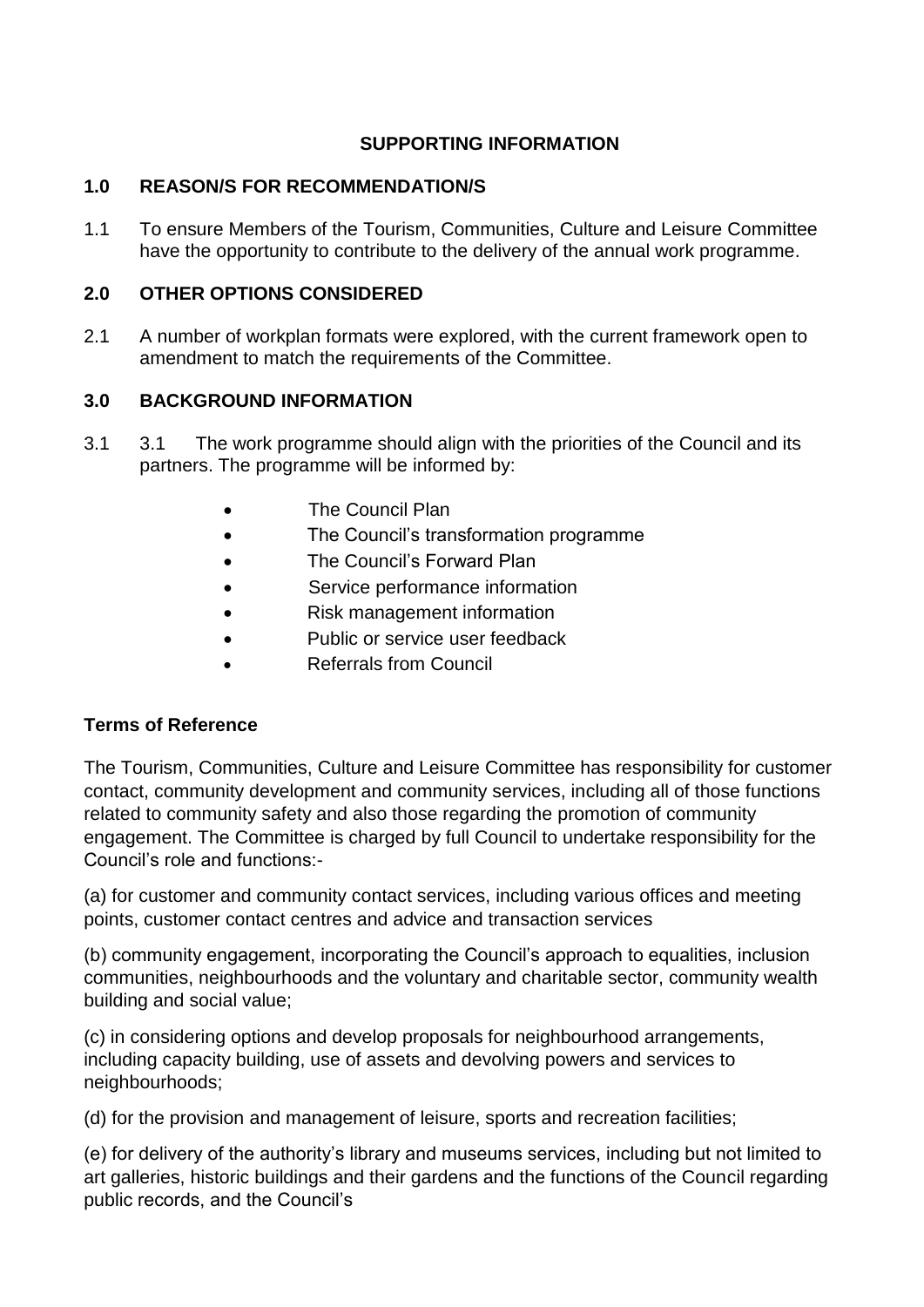## SUPPORTING INFORMATION

### 1.0 REASON/S FOR RECOMMENDATION/S

1.1 To ensure Members of the Tourism, Communities, Culture and Leisure Committee have the opportunity to contribute to the delivery of the annual work programme.

### 2.0 OTHER OPTIONS CONSIDERED

2.1 A number of workplan formats were explored, with the current framework open to amendment to match the requirements of the Committee.

### 3.0 BACKGROUND INFORMATION

3.1 3.1 The work programme should align with the priorities of the Council and its partners. The programme will be informed by:

- The Council Plan
- The Council's transformation programme
- The Council's Forward Plan
- Service performance information
- Risk management information
- Public or service user feedback
- Referrals from Council

**Terms of Reference**

The Tourism, Communities, Culture and Leisure Committee has responsibility for customer contact, community development and community services, including all of those functions related to community safety and also those regarding the promotion of community engagement. The Committee is charged by full Council to undertake responsibility for the Council's role and functions:-

(a) for customer and community contact services, including various offices and meeting points, customer contact centres and advice and transaction services

(b) community engagement, incorporating the Council's approach to equalities, inclusion communities, neighbourhoods and the voluntary and charitable sector, community wealth building and social value;

(c) in considering options and develop proposals for neighbourhood arrangements, including capacity building, use of assets and devolving powers and services to neighbourhoods;

(d) for the provision and management of leisure, sports and recreation facilities;

(e) for delivery of the authority's library and museums services, including but not limited to art galleries, historic buildings and their gardens and the functions of the Council regarding public records, and the Council's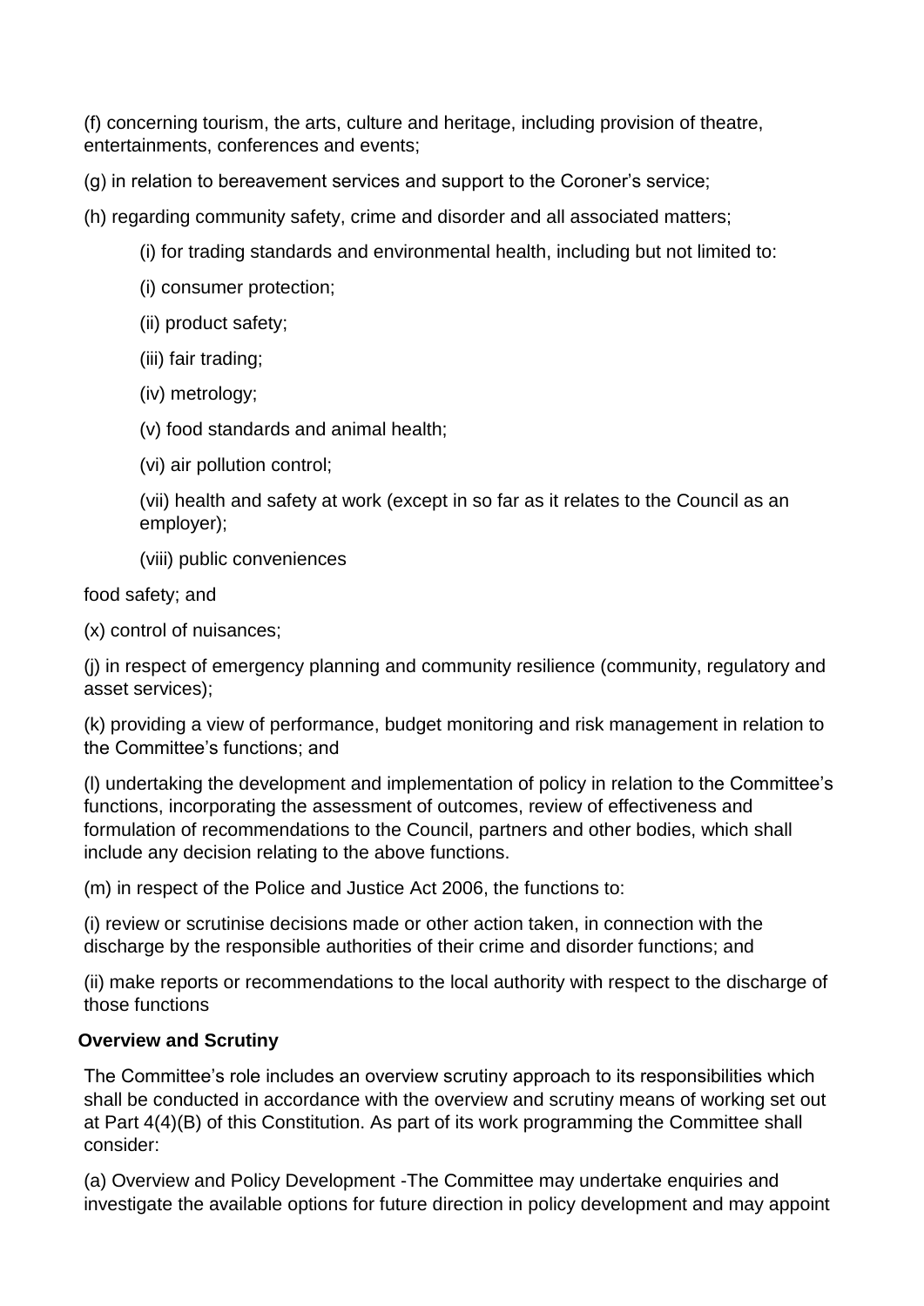(f) concerning tourism, the arts, culture and heritage, including provision of theatre, entertainments, conferences and events;

(g) in relation to bereavement services and support to the Coroner's service;

(h) regarding community safety, crime and disorder and all associated matters;

(i) for trading standards and environmental health, including but not limited to:

(i) consumer protection;

(ii) product safety;

(iii) fair trading;

(iv) metrology;

(v) food standards and animal health;

(vi) air pollution control;

(vii) health and safety at work (except in so far as it relates to the Council as an employer);

(viii) public conveniences

food safety; and

(x) control of nuisances;

(j) in respect of emergency planning and community resilience (community, regulatory and asset services);

(k) providing a view of performance, budget monitoring and risk management in relation to the Committee's functions; and

(l) undertaking the development and implementation of policy in relation to the Committee's functions, incorporating the assessment of outcomes, review of effectiveness and formulation of recommendations to the Council, partners and other bodies, which shall include any decision relating to the above functions.

(m) in respect of the Police and Justice Act 2006, the functions to:

(i) review or scrutinise decisions made or other action taken, in connection with the discharge by the responsible authorities of their crime and disorder functions; and

(ii) make reports or recommendations to the local authority with respect to the discharge of those functions

**Overview and Scrutiny**

The Committee's role includes an overview scrutiny approach to its responsibilities which shall be conducted in accordance with the overview and scrutiny means of working set out at Part 4(4)(B) of this Constitution. As part of its work programming the Committee shall consider:

(a) Overview and Policy Development -The Committee may undertake enquiries and investigate the available options for future direction in policy development and may appoint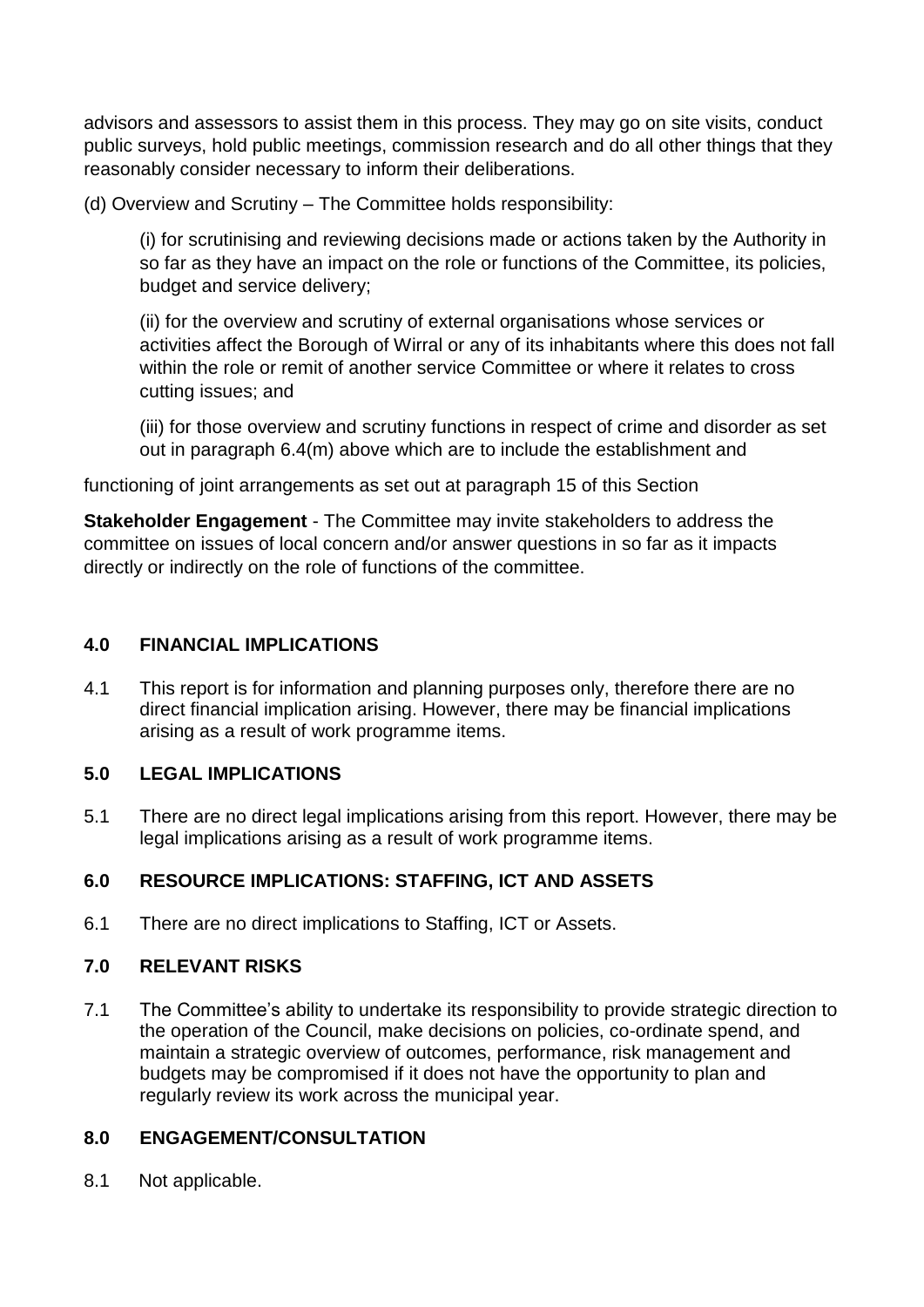advisors and assessors to assist them in this process. They may go on site visits, conduct public surveys, hold public meetings, commission research and do all other things that they reasonably consider necessary to inform their deliberations.

(d) Overview and Scrutiny – The Committee holds responsibility:

(i) for scrutinising and reviewing decisions made or actions taken by the Authority in so far as they have an impact on the role or functions of the Committee, its policies, budget and service delivery;

(ii) for the overview and scrutiny of external organisations whose services or activities affect the Borough of Wirral or any of its inhabitants where this does not fall within the role or remit of another service Committee or where it relates to cross cutting issues; and

(iii) for those overview and scrutiny functions in respect of crime and disorder as set out in paragraph 6.4(m) above which are to include the establishment and

functioning of joint arrangements as set out at paragraph 15 of this Section

**Stakeholder Engagement** - The Committee may invite stakeholders to address the committee on issues of local concern and/or answer questions in so far as it impacts directly or indirectly on the role of functions of the committee.

## 4.0 FINANCIAL IMPLICATIONS

4.1 This report is for information and planning purposes only, therefore there are no direct financial implication arising. However, there may be financial implications arising as a result of work programme items.

## 5.0 LEGAL IMPLICATIONS

5.1 There are no direct legal implications arising from this report. However, there may be legal implications arising as a result of work programme items.

## 6.0 RESOURCE IMPLICATIONS: STAFFING, ICT AND ASSETS

6.1 There are no direct implications to Staffing, ICT or Assets.

## 7.0 RELEVANT RISKS

7.1 The Committee's ability to undertake its responsibility to provide strategic direction to the operation of the Council, make decisions on policies, co-ordinate spend, and maintain a strategic overview of outcomes, performance, risk management and budgets may be compromised if it does not have the opportunity to plan and regularly review its work across the municipal year.

## 8.0 ENGAGEMENT/CONSULTATION

8.1 Not applicable.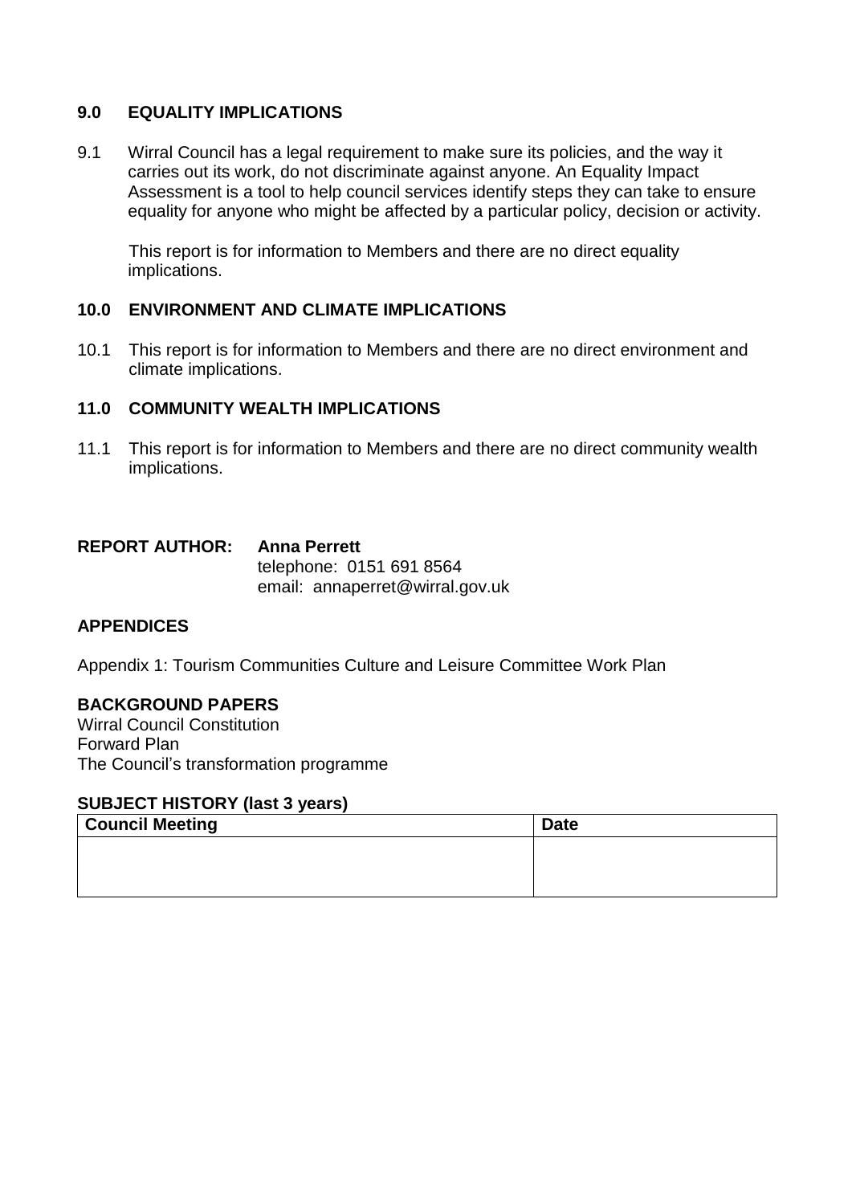## 9.0 EQUALITY IMPLICATIONS

9.1 Wirral Council has a legal requirement to make sure its policies, and the way it carries out its work, do not discriminate against anyone. An Equality Impact Assessment is a tool to help council services identify steps they can take to ensure equality for anyone who might be affected by a particular policy, decision or activity.

This report is for information to Members and there are no direct equality implications.

## 10.0 ENVIRONMENT AND CLIMATE IMPLICATIONS

10.1 This report is for information to Members and there are no direct environment and climate implications.

## 11.0 COMMUNITY WEALTH IMPLICATIONS

11.1 This report is for information to Members and there are no direct community wealth implications.

**REPORT AUTHOR:** **Anna Perrett**
telephone: 0151 691 8564
email: annaperret@wirral.gov.uk

## APPENDICES

Appendix 1: Tourism Communities Culture and Leisure Committee Work Plan

## BACKGROUND PAPERS

Wirral Council Constitution
Forward Plan
The Council's transformation programme

## SUBJECT HISTORY (last 3 years)

| Council Meeting | Date |
|---|---|
| | |